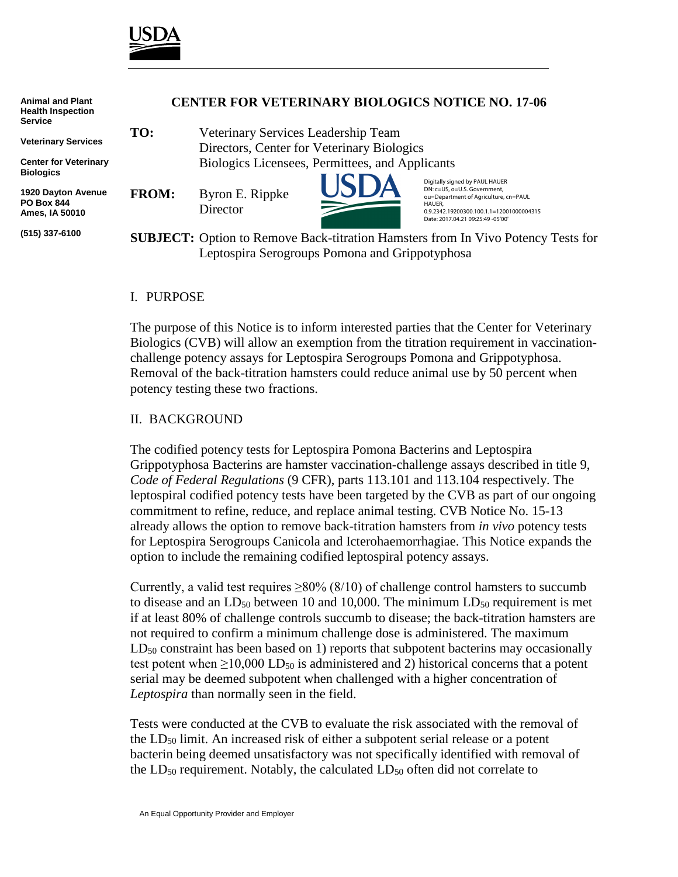Animal and Plant Health Inspection Service

Veterinary Services

Center for Veterinary Biologics

1920 Dayton Avenue
PO Box 844
Ames, IA 50010

(515) 337-6100

# CENTER FOR VETERINARY BIOLOGICS NOTICE NO. 17-06

**TO:** Veterinary Services Leadership Team
Directors, Center for Veterinary Biologics
Biologics Licensees, Permittees, and Applicants

**FROM:** Byron E. Rippke
Director

Digitally signed by PAUL HAUER
DN: c=US, o=U.S. Government, ou=Department of Agriculture, cn=PAUL HAUER, 0.9.2342.19200300.100.1.1=12001000004315
Date: 2017.04.21 09:25:49 -05'00'

**SUBJECT:** Option to Remove Back-titration Hamsters from In Vivo Potency Tests for Leptospira Serogroups Pomona and Grippotyphosa

## I. PURPOSE

The purpose of this Notice is to inform interested parties that the Center for Veterinary Biologics (CVB) will allow an exemption from the titration requirement in vaccination-challenge potency assays for Leptospira Serogroups Pomona and Grippotyphosa. Removal of the back-titration hamsters could reduce animal use by 50 percent when potency testing these two fractions.

## II. BACKGROUND

The codified potency tests for Leptospira Pomona Bacterins and Leptospira Grippotyphosa Bacterins are hamster vaccination-challenge assays described in title 9, *Code of Federal Regulations* (9 CFR), parts 113.101 and 113.104 respectively. The leptospiral codified potency tests have been targeted by the CVB as part of our ongoing commitment to refine, reduce, and replace animal testing. CVB Notice No. 15-13 already allows the option to remove back-titration hamsters from *in vivo* potency tests for Leptospira Serogroups Canicola and Icterohaemorrhagiae. This Notice expands the option to include the remaining codified leptospiral potency assays.

Currently, a valid test requires ≥80% (8/10) of challenge control hamsters to succumb to disease and an $LD_{50}$ between 10 and 10,000. The minimum $LD_{50}$ requirement is met if at least 80% of challenge controls succumb to disease; the back-titration hamsters are not required to confirm a minimum challenge dose is administered. The maximum $LD_{50}$ constraint has been based on 1) reports that subpotent bacterins may occasionally test potent when ≥10,000 $LD_{50}$ is administered and 2) historical concerns that a potent serial may be deemed subpotent when challenged with a higher concentration of *Leptospira* than normally seen in the field.

Tests were conducted at the CVB to evaluate the risk associated with the removal of the $LD_{50}$ limit. An increased risk of either a subpotent serial release or a potent bacterin being deemed unsatisfactory was not specifically identified with removal of the $LD_{50}$ requirement. Notably, the calculated $LD_{50}$ often did not correlate to

An Equal Opportunity Provider and Employer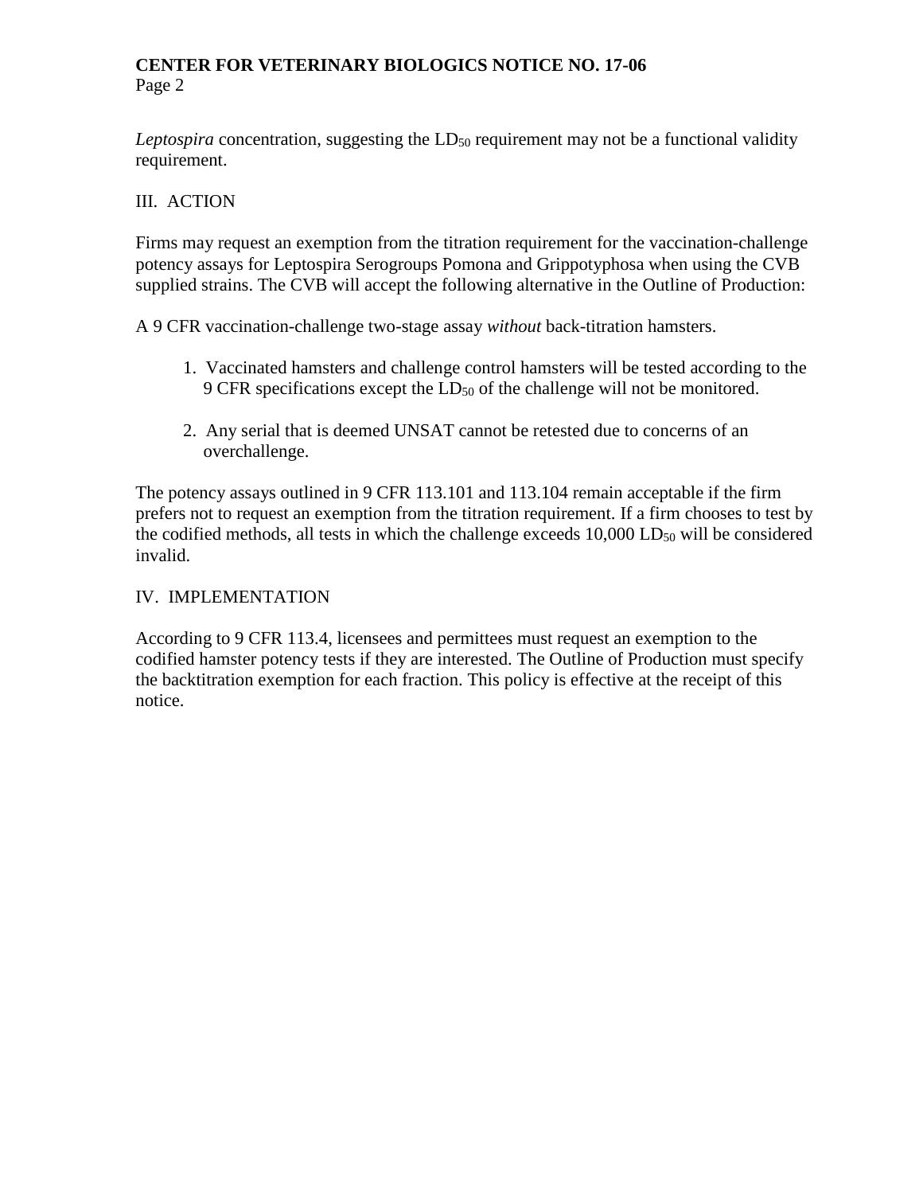*Leptospira* concentration, suggesting the $LD_{50}$ requirement may not be a functional validity requirement.

## III. ACTION

Firms may request an exemption from the titration requirement for the vaccination-challenge potency assays for Leptospira Serogroups Pomona and Grippotyphosa when using the CVB supplied strains. The CVB will accept the following alternative in the Outline of Production:

A 9 CFR vaccination-challenge two-stage assay *without* back-titration hamsters.

1. Vaccinated hamsters and challenge control hamsters will be tested according to the 9 CFR specifications except the $LD_{50}$ of the challenge will not be monitored.
2. Any serial that is deemed UNSAT cannot be retested due to concerns of an overchallenge.

The potency assays outlined in 9 CFR 113.101 and 113.104 remain acceptable if the firm prefers not to request an exemption from the titration requirement. If a firm chooses to test by the codified methods, all tests in which the challenge exceeds 10,000 $LD_{50}$ will be considered invalid.

## IV. IMPLEMENTATION

According to 9 CFR 113.4, licensees and permittees must request an exemption to the codified hamster potency tests if they are interested. The Outline of Production must specify the backtitration exemption for each fraction. This policy is effective at the receipt of this notice.